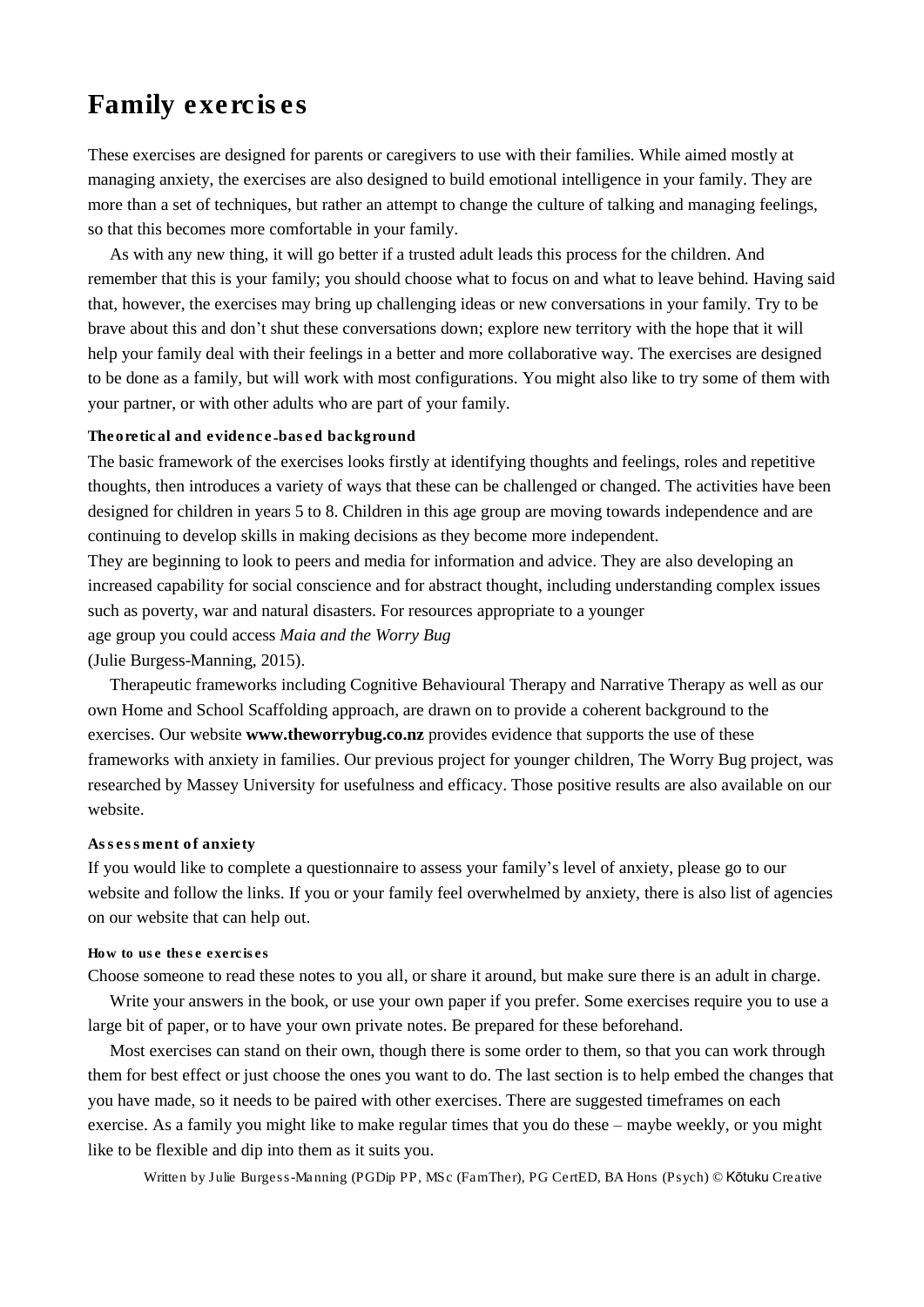# Family exercises

These exercises are designed for parents or caregivers to use with their families. While aimed mostly at managing anxiety, the exercises are also designed to build emotional intelligence in your family. They are more than a set of techniques, but rather an attempt to change the culture of talking and managing feelings, so that this becomes more comfortable in your family.

As with any new thing, it will go better if a trusted adult leads this process for the children. And remember that this is your family; you should choose what to focus on and what to leave behind. Having said that, however, the exercises may bring up challenging ideas or new conversations in your family. Try to be brave about this and don't shut these conversations down; explore new territory with the hope that it will help your family deal with their feelings in a better and more collaborative way. The exercises are designed to be done as a family, but will work with most configurations. You might also like to try some of them with your partner, or with other adults who are part of your family.

#### Theoretical and evidence-based background

The basic framework of the exercises looks firstly at identifying thoughts and feelings, roles and repetitive thoughts, then introduces a variety of ways that these can be challenged or changed. The activities have been designed for children in years 5 to 8. Children in this age group are moving towards independence and are continuing to develop skills in making decisions as they become more independent.

They are beginning to look to peers and media for information and advice. They are also developing an increased capability for social conscience and for abstract thought, including understanding complex issues such as poverty, war and natural disasters. For resources appropriate to a younger age group you could access *Maia and the Worry Bug* (Julie Burgess-Manning, 2015).

Therapeutic frameworks including Cognitive Behavioural Therapy and Narrative Therapy as well as our own Home and School Scaffolding approach, are drawn on to provide a coherent background to the exercises. Our website **www.theworrybug.co.nz** provides evidence that supports the use of these frameworks with anxiety in families. Our previous project for younger children, The Worry Bug project, was researched by Massey University for usefulness and efficacy. Those positive results are also available on our website.

#### Assessment of anxiety

If you would like to complete a questionnaire to assess your family's level of anxiety, please go to our website and follow the links. If you or your family feel overwhelmed by anxiety, there is also list of agencies on our website that can help out.

#### How to use these exercises

Choose someone to read these notes to you all, or share it around, but make sure there is an adult in charge.

Write your answers in the book, or use your own paper if you prefer. Some exercises require you to use a large bit of paper, or to have your own private notes. Be prepared for these beforehand.

Most exercises can stand on their own, though there is some order to them, so that you can work through them for best effect or just choose the ones you want to do. The last section is to help embed the changes that you have made, so it needs to be paired with other exercises. There are suggested timeframes on each exercise. As a family you might like to make regular times that you do these – maybe weekly, or you might like to be flexible and dip into them as it suits you.

Written by Julie Burgess-Manning (PGDip PP, MSc (FamTher), PG CertED, BA Hons (Psych) © Kōtuku Creative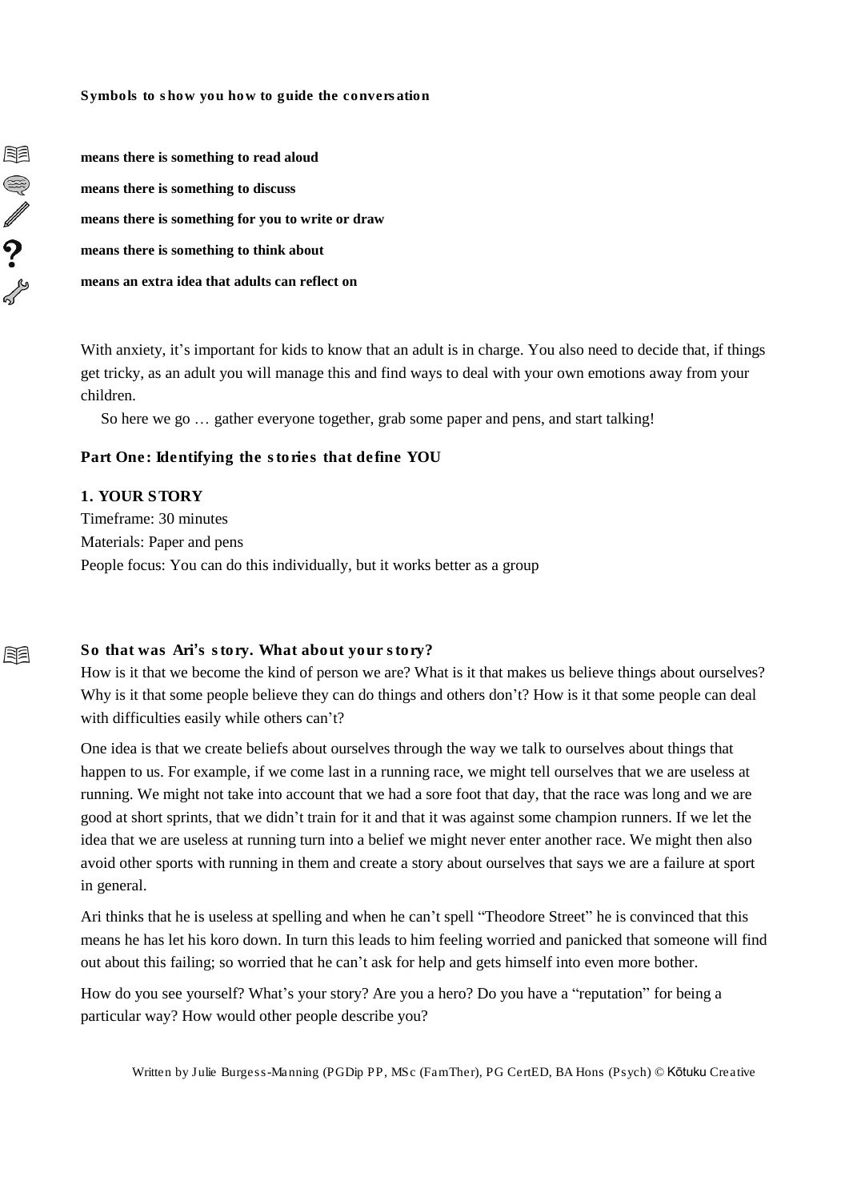**Symbols to show you how to guide the conversation**

- 📖 **means there is something to read aloud**
- 💬 **means there is something to discuss**
- ✏️ **means there is something for you to write or draw**
- ? **means there is something to think about**
- 🔧 **means an extra idea that adults can reflect on**

With anxiety, it's important for kids to know that an adult is in charge. You also need to decide that, if things get tricky, as an adult you will manage this and find ways to deal with your own emotions away from your children.

So here we go … gather everyone together, grab some paper and pens, and start talking!

## Part One: Identifying the stories that define YOU

### 1. YOUR STORY

Timeframe: 30 minutes
Materials: Paper and pens
People focus: You can do this individually, but it works better as a group

📖 **So that was Ari's story. What about your story?**

How is it that we become the kind of person we are? What is it that makes us believe things about ourselves? Why is it that some people believe they can do things and others don't? How is it that some people can deal with difficulties easily while others can't?

One idea is that we create beliefs about ourselves through the way we talk to ourselves about things that happen to us. For example, if we come last in a running race, we might tell ourselves that we are useless at running. We might not take into account that we had a sore foot that day, that the race was long and we are good at short sprints, that we didn't train for it and that it was against some champion runners. If we let the idea that we are useless at running turn into a belief we might never enter another race. We might then also avoid other sports with running in them and create a story about ourselves that says we are a failure at sport in general.

Ari thinks that he is useless at spelling and when he can't spell "Theodore Street" he is convinced that this means he has let his koro down. In turn this leads to him feeling worried and panicked that someone will find out about this failing; so worried that he can't ask for help and gets himself into even more bother.

How do you see yourself? What's your story? Are you a hero? Do you have a "reputation" for being a particular way? How would other people describe you?

Written by Julie Burgess-Manning (PGDip PP, MSc (FamTher), PG CertED, BA Hons (Psych) © Kōtuku Creative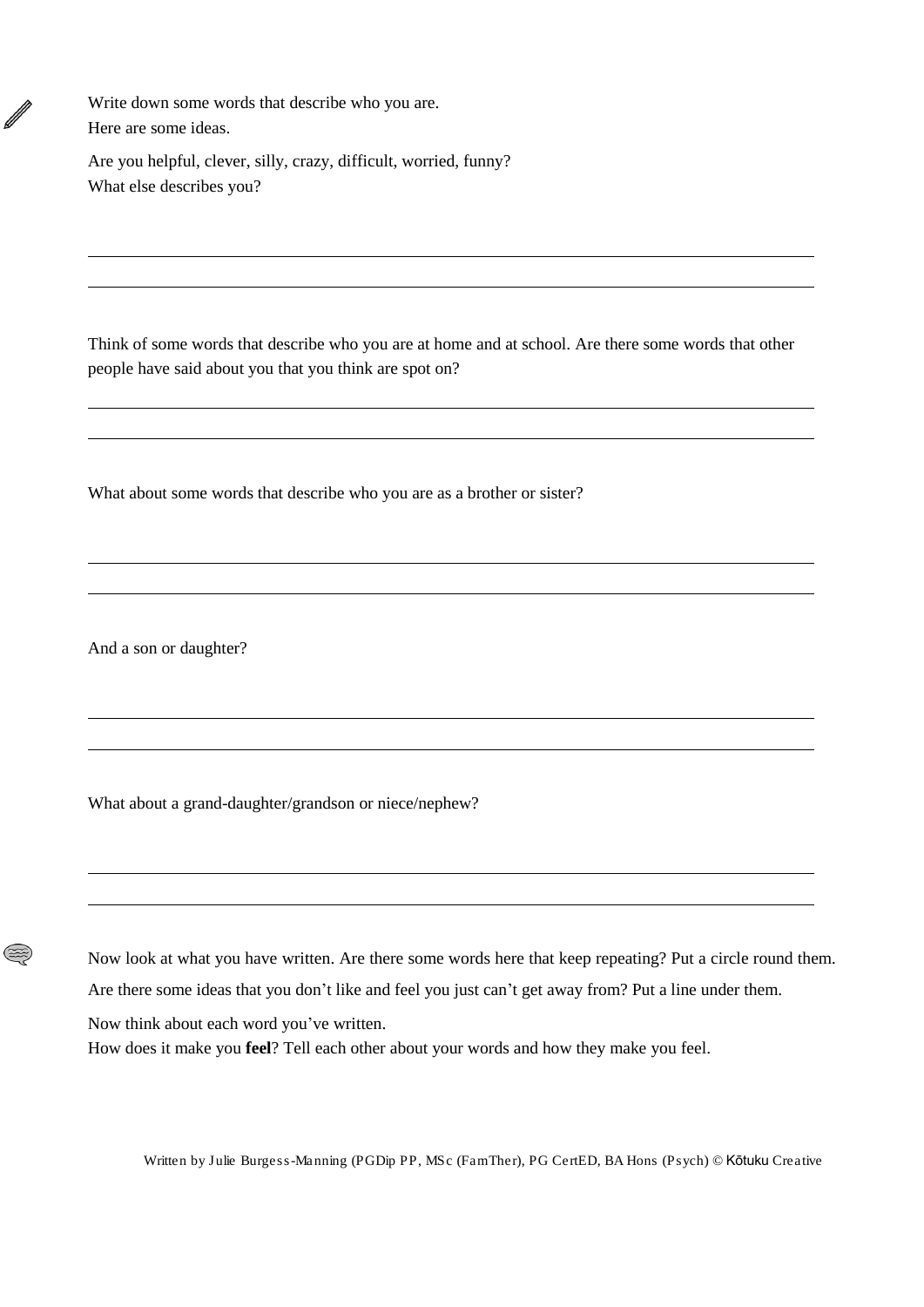Write down some words that describe who you are.
Here are some ideas.

Are you helpful, clever, silly, crazy, difficult, worried, funny?
What else describes you?

---

---

Think of some words that describe who you are at home and at school. Are there some words that other people have said about you that you think are spot on?

---

---

What about some words that describe who you are as a brother or sister?

---

---

And a son or daughter?

---

---

What about a grand-daughter/grandson or niece/nephew?

---

---

Now look at what you have written. Are there some words here that keep repeating? Put a circle round them.

Are there some ideas that you don't like and feel you just can't get away from? Put a line under them.

Now think about each word you've written.
How does it make you **feel**? Tell each other about your words and how they make you feel.

Written by Julie Burgess-Manning (PGDip PP, MSc (FamTher), PG CertED, BA Hons (Psych) © Kōtuku Creative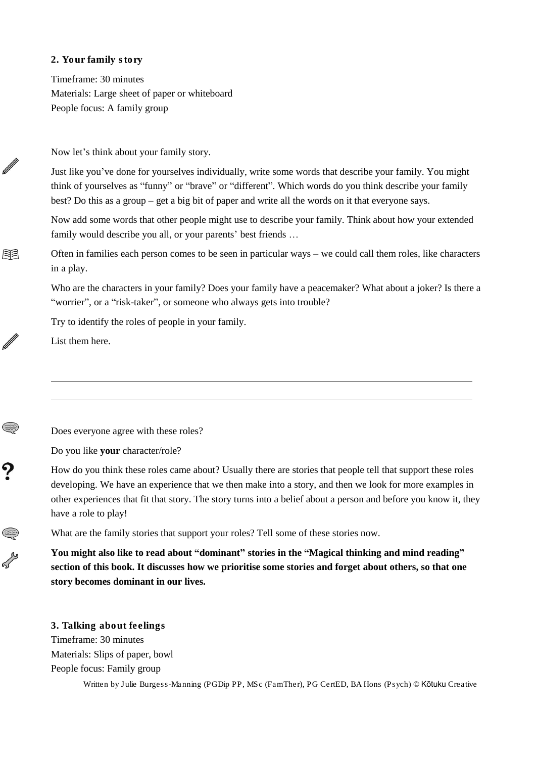## 2. Your family story

Timeframe: 30 minutes
Materials: Large sheet of paper or whiteboard
People focus: A family group

Now let's think about your family story.

Just like you've done for yourselves individually, write some words that describe your family. You might think of yourselves as "funny" or "brave" or "different". Which words do you think describe your family best? Do this as a group – get a big bit of paper and write all the words on it that everyone says.

Now add some words that other people might use to describe your family. Think about how your extended family would describe you all, or your parents' best friends …

Often in families each person comes to be seen in particular ways – we could call them roles, like characters in a play.

Who are the characters in your family? Does your family have a peacemaker? What about a joker? Is there a "worrier", or a "risk-taker", or someone who always gets into trouble?

Try to identify the roles of people in your family.

List them here.

\_\_\_\_\_\_\_\_\_\_\_\_\_\_\_\_\_\_\_\_\_\_\_\_\_\_\_\_\_\_\_\_\_\_\_\_\_\_\_\_\_\_\_\_\_\_\_\_\_\_\_\_\_\_\_\_\_\_\_\_\_\_\_\_\_\_\_\_\_\_\_\_

\_\_\_\_\_\_\_\_\_\_\_\_\_\_\_\_\_\_\_\_\_\_\_\_\_\_\_\_\_\_\_\_\_\_\_\_\_\_\_\_\_\_\_\_\_\_\_\_\_\_\_\_\_\_\_\_\_\_\_\_\_\_\_\_\_\_\_\_\_\_\_\_

Does everyone agree with these roles?

Do you like **your** character/role?

How do you think these roles came about? Usually there are stories that people tell that support these roles developing. We have an experience that we then make into a story, and then we look for more examples in other experiences that fit that story. The story turns into a belief about a person and before you know it, they have a role to play!

What are the family stories that support your roles? Tell some of these stories now.

**You might also like to read about "dominant" stories in the "Magical thinking and mind reading" section of this book. It discusses how we prioritise some stories and forget about others, so that one story becomes dominant in our lives.**

## 3. Talking about feelings

Timeframe: 30 minutes
Materials: Slips of paper, bowl
People focus: Family group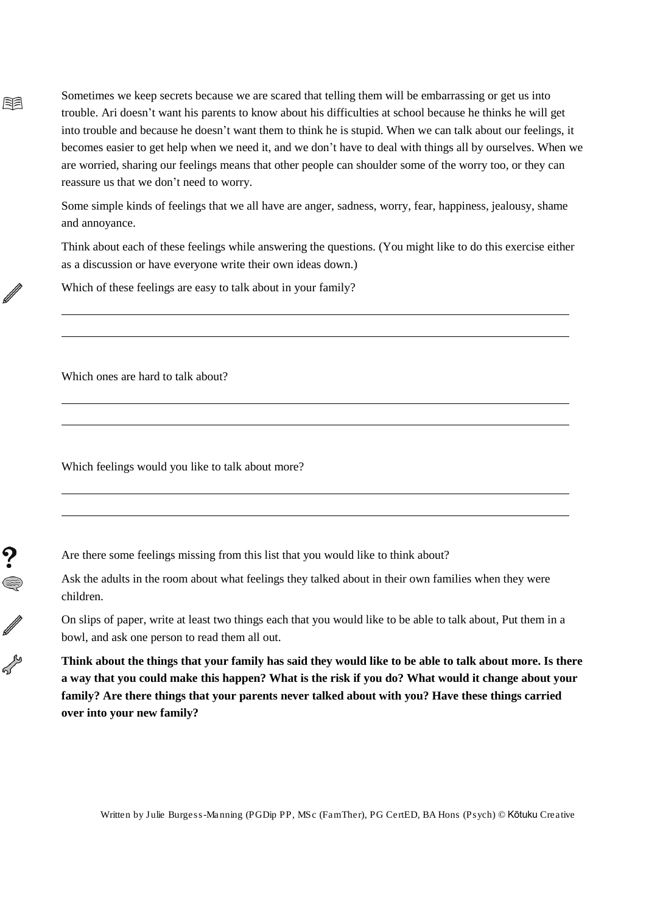Sometimes we keep secrets because we are scared that telling them will be embarrassing or get us into trouble. Ari doesn't want his parents to know about his difficulties at school because he thinks he will get into trouble and because he doesn't want them to think he is stupid. When we can talk about our feelings, it becomes easier to get help when we need it, and we don't have to deal with things all by ourselves. When we are worried, sharing our feelings means that other people can shoulder some of the worry too, or they can reassure us that we don't need to worry.

Some simple kinds of feelings that we all have are anger, sadness, worry, fear, happiness, jealousy, shame and annoyance.

Think about each of these feelings while answering the questions. (You might like to do this exercise either as a discussion or have everyone write their own ideas down.)

Which of these feelings are easy to talk about in your family?

\_\_\_\_\_\_\_\_\_\_\_\_\_\_\_\_\_\_\_\_\_\_\_\_\_\_\_\_\_\_\_\_\_\_\_\_\_\_\_\_\_\_\_\_\_\_\_\_\_\_\_\_\_\_\_\_\_\_\_\_\_\_\_\_\_\_\_\_\_\_\_\_

\_\_\_\_\_\_\_\_\_\_\_\_\_\_\_\_\_\_\_\_\_\_\_\_\_\_\_\_\_\_\_\_\_\_\_\_\_\_\_\_\_\_\_\_\_\_\_\_\_\_\_\_\_\_\_\_\_\_\_\_\_\_\_\_\_\_\_\_\_\_\_\_

Which ones are hard to talk about?

\_\_\_\_\_\_\_\_\_\_\_\_\_\_\_\_\_\_\_\_\_\_\_\_\_\_\_\_\_\_\_\_\_\_\_\_\_\_\_\_\_\_\_\_\_\_\_\_\_\_\_\_\_\_\_\_\_\_\_\_\_\_\_\_\_\_\_\_\_\_\_\_

\_\_\_\_\_\_\_\_\_\_\_\_\_\_\_\_\_\_\_\_\_\_\_\_\_\_\_\_\_\_\_\_\_\_\_\_\_\_\_\_\_\_\_\_\_\_\_\_\_\_\_\_\_\_\_\_\_\_\_\_\_\_\_\_\_\_\_\_\_\_\_\_

Which feelings would you like to talk about more?

\_\_\_\_\_\_\_\_\_\_\_\_\_\_\_\_\_\_\_\_\_\_\_\_\_\_\_\_\_\_\_\_\_\_\_\_\_\_\_\_\_\_\_\_\_\_\_\_\_\_\_\_\_\_\_\_\_\_\_\_\_\_\_\_\_\_\_\_\_\_\_\_

\_\_\_\_\_\_\_\_\_\_\_\_\_\_\_\_\_\_\_\_\_\_\_\_\_\_\_\_\_\_\_\_\_\_\_\_\_\_\_\_\_\_\_\_\_\_\_\_\_\_\_\_\_\_\_\_\_\_\_\_\_\_\_\_\_\_\_\_\_\_\_\_

Are there some feelings missing from this list that you would like to think about?

Ask the adults in the room about what feelings they talked about in their own families when they were children.

On slips of paper, write at least two things each that you would like to be able to talk about, Put them in a bowl, and ask one person to read them all out.

**Think about the things that your family has said they would like to be able to talk about more. Is there a way that you could make this happen? What is the risk if you do? What would it change about your family? Are there things that your parents never talked about with you? Have these things carried over into your new family?**

Written by Julie Burgess-Manning (PGDip PP, MSc (FamTher), PG CertED, BA Hons (Psych) © Kōtuku Creative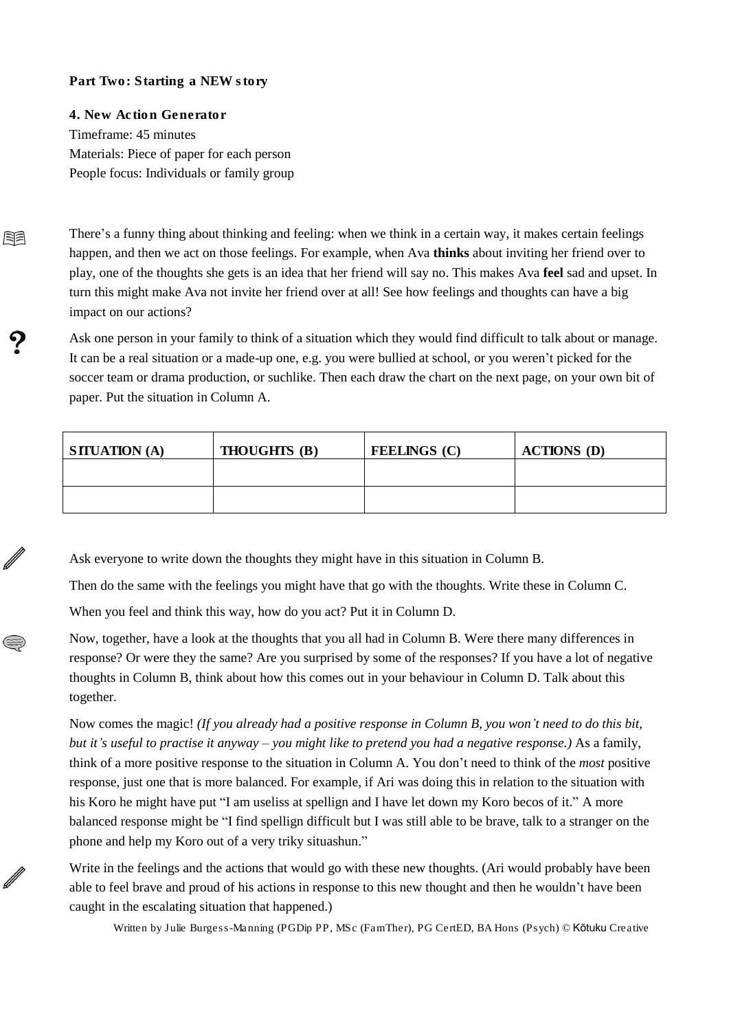**Part Two: Starting a NEW story**

**4. New Action Generator**

Timeframe: 45 minutes
Materials: Piece of paper for each person
People focus: Individuals or family group

There's a funny thing about thinking and feeling: when we think in a certain way, it makes certain feelings happen, and then we act on those feelings. For example, when Ava **thinks** about inviting her friend over to play, one of the thoughts she gets is an idea that her friend will say no. This makes Ava **feel** sad and upset. In turn this might make Ava not invite her friend over at all! See how feelings and thoughts can have a big impact on our actions?

Ask one person in your family to think of a situation which they would find difficult to talk about or manage. It can be a real situation or a made-up one, e.g. you were bullied at school, or you weren't picked for the soccer team or drama production, or suchlike. Then each draw the chart on the next page, on your own bit of paper. Put the situation in Column A.

| SITUATION (A) | THOUGHTS (B) | FEELINGS (C) | ACTIONS (D) |
|---|---|---|---|
| | | | |
| | | | |

Ask everyone to write down the thoughts they might have in this situation in Column B.

Then do the same with the feelings you might have that go with the thoughts. Write these in Column C.

When you feel and think this way, how do you act? Put it in Column D.

Now, together, have a look at the thoughts that you all had in Column B. Were there many differences in response? Or were they the same? Are you surprised by some of the responses? If you have a lot of negative thoughts in Column B, think about how this comes out in your behaviour in Column D. Talk about this together.

Now comes the magic! *(If you already had a positive response in Column B, you won't need to do this bit, but it's useful to practise it anyway – you might like to pretend you had a negative response.)* As a family, think of a more positive response to the situation in Column A. You don't need to think of the *most* positive response, just one that is more balanced. For example, if Ari was doing this in relation to the situation with his Koro he might have put "I am useliss at spellign and I have let down my Koro becos of it." A more balanced response might be "I find spellign difficult but I was still able to be brave, talk to a stranger on the phone and help my Koro out of a very triky situashun."

Write in the feelings and the actions that would go with these new thoughts. (Ari would probably have been able to feel brave and proud of his actions in response to this new thought and then he wouldn't have been caught in the escalating situation that happened.)

Written by Julie Burgess-Manning (PGDip PP, MSc (FamTher), PG CertED, BA Hons (Psych) © Kōtuku Creative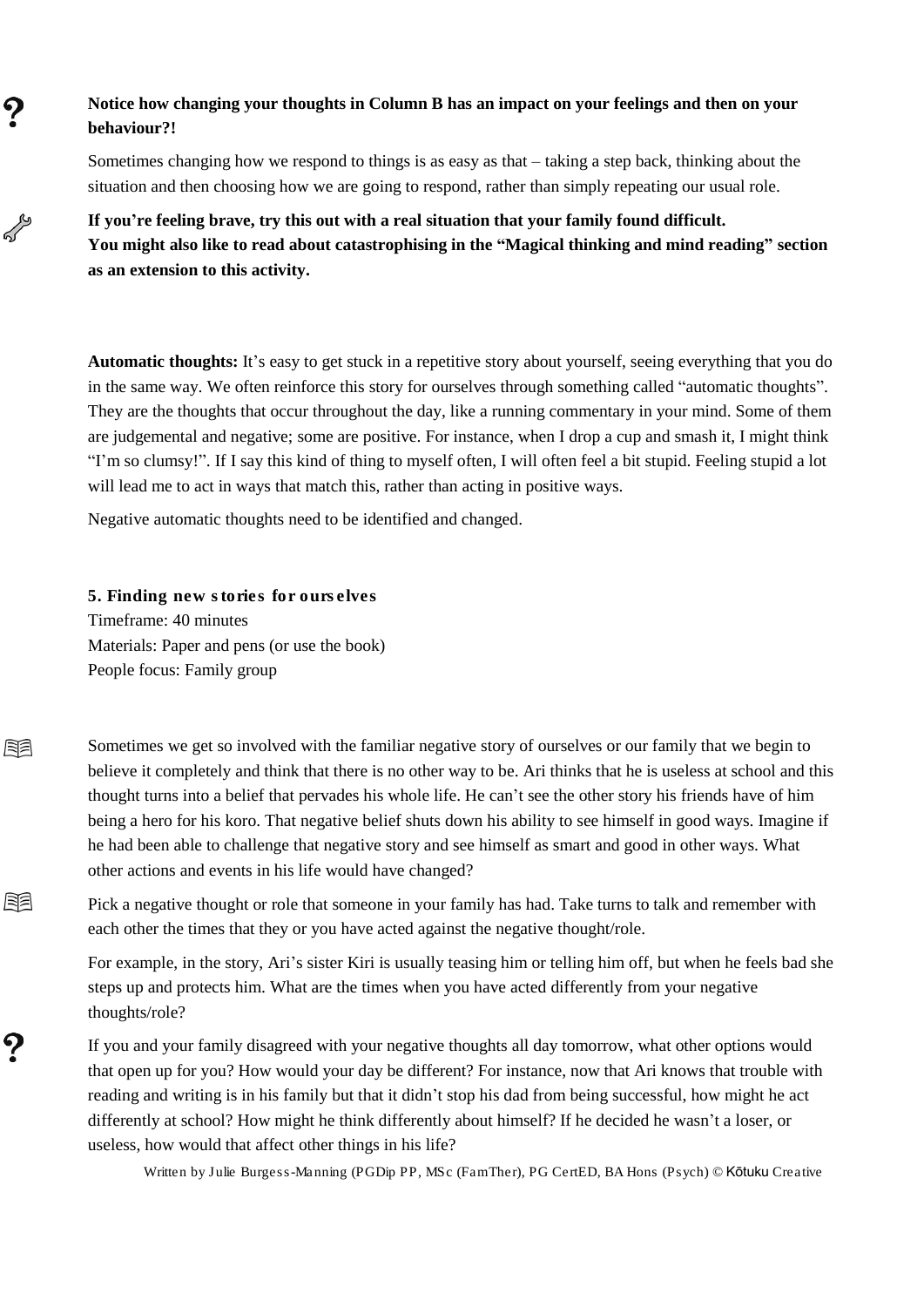**Notice how changing your thoughts in Column B has an impact on your feelings and then on your behaviour?!**

Sometimes changing how we respond to things is as easy as that – taking a step back, thinking about the situation and then choosing how we are going to respond, rather than simply repeating our usual role.

**If you're feeling brave, try this out with a real situation that your family found difficult.**
**You might also like to read about catastrophising in the "Magical thinking and mind reading" section as an extension to this activity.**

**Automatic thoughts:** It's easy to get stuck in a repetitive story about yourself, seeing everything that you do in the same way. We often reinforce this story for ourselves through something called "automatic thoughts". They are the thoughts that occur throughout the day, like a running commentary in your mind. Some of them are judgemental and negative; some are positive. For instance, when I drop a cup and smash it, I might think "I'm so clumsy!". If I say this kind of thing to myself often, I will often feel a bit stupid. Feeling stupid a lot will lead me to act in ways that match this, rather than acting in positive ways.

Negative automatic thoughts need to be identified and changed.

### 5. Finding new stories for ourselves

Timeframe: 40 minutes
Materials: Paper and pens (or use the book)
People focus: Family group

Sometimes we get so involved with the familiar negative story of ourselves or our family that we begin to believe it completely and think that there is no other way to be. Ari thinks that he is useless at school and this thought turns into a belief that pervades his whole life. He can't see the other story his friends have of him being a hero for his koro. That negative belief shuts down his ability to see himself in good ways. Imagine if he had been able to challenge that negative story and see himself as smart and good in other ways. What other actions and events in his life would have changed?

Pick a negative thought or role that someone in your family has had. Take turns to talk and remember with each other the times that they or you have acted against the negative thought/role.

For example, in the story, Ari's sister Kiri is usually teasing him or telling him off, but when he feels bad she steps up and protects him. What are the times when you have acted differently from your negative thoughts/role?

If you and your family disagreed with your negative thoughts all day tomorrow, what other options would that open up for you? How would your day be different? For instance, now that Ari knows that trouble with reading and writing is in his family but that it didn't stop his dad from being successful, how might he act differently at school? How might he think differently about himself? If he decided he wasn't a loser, or useless, how would that affect other things in his life?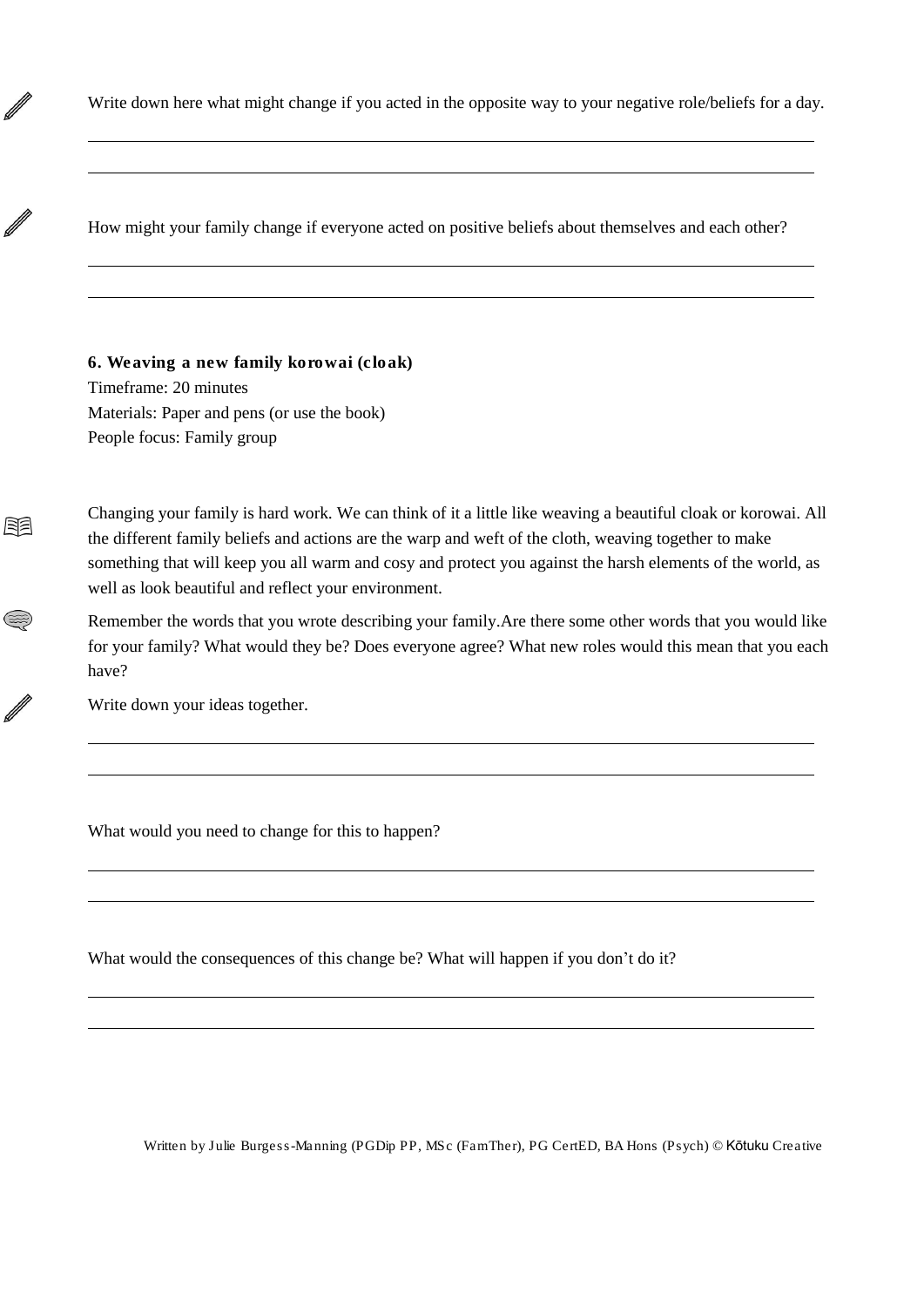Write down here what might change if you acted in the opposite way to your negative role/beliefs for a day.

\_\_\_\_\_\_\_\_\_\_\_\_\_\_\_\_\_\_\_\_\_\_\_\_\_\_\_\_\_\_\_\_\_\_\_\_\_\_\_\_\_\_\_\_\_\_\_\_\_\_\_\_\_\_\_\_\_\_\_\_\_\_\_\_\_\_\_\_\_\_\_\_\_\_

\_\_\_\_\_\_\_\_\_\_\_\_\_\_\_\_\_\_\_\_\_\_\_\_\_\_\_\_\_\_\_\_\_\_\_\_\_\_\_\_\_\_\_\_\_\_\_\_\_\_\_\_\_\_\_\_\_\_\_\_\_\_\_\_\_\_\_\_\_\_\_\_\_\_

How might your family change if everyone acted on positive beliefs about themselves and each other?

\_\_\_\_\_\_\_\_\_\_\_\_\_\_\_\_\_\_\_\_\_\_\_\_\_\_\_\_\_\_\_\_\_\_\_\_\_\_\_\_\_\_\_\_\_\_\_\_\_\_\_\_\_\_\_\_\_\_\_\_\_\_\_\_\_\_\_\_\_\_\_\_\_\_

\_\_\_\_\_\_\_\_\_\_\_\_\_\_\_\_\_\_\_\_\_\_\_\_\_\_\_\_\_\_\_\_\_\_\_\_\_\_\_\_\_\_\_\_\_\_\_\_\_\_\_\_\_\_\_\_\_\_\_\_\_\_\_\_\_\_\_\_\_\_\_\_\_\_

**6. Weaving a new family korowai (cloak)**

Timeframe: 20 minutes
Materials: Paper and pens (or use the book)
People focus: Family group

Changing your family is hard work. We can think of it a little like weaving a beautiful cloak or korowai. All the different family beliefs and actions are the warp and weft of the cloth, weaving together to make something that will keep you all warm and cosy and protect you against the harsh elements of the world, as well as look beautiful and reflect your environment.

Remember the words that you wrote describing your family.Are there some other words that you would like for your family? What would they be? Does everyone agree? What new roles would this mean that you each have?

Write down your ideas together.

\_\_\_\_\_\_\_\_\_\_\_\_\_\_\_\_\_\_\_\_\_\_\_\_\_\_\_\_\_\_\_\_\_\_\_\_\_\_\_\_\_\_\_\_\_\_\_\_\_\_\_\_\_\_\_\_\_\_\_\_\_\_\_\_\_\_\_\_\_\_\_\_\_\_

\_\_\_\_\_\_\_\_\_\_\_\_\_\_\_\_\_\_\_\_\_\_\_\_\_\_\_\_\_\_\_\_\_\_\_\_\_\_\_\_\_\_\_\_\_\_\_\_\_\_\_\_\_\_\_\_\_\_\_\_\_\_\_\_\_\_\_\_\_\_\_\_\_\_

What would you need to change for this to happen?

\_\_\_\_\_\_\_\_\_\_\_\_\_\_\_\_\_\_\_\_\_\_\_\_\_\_\_\_\_\_\_\_\_\_\_\_\_\_\_\_\_\_\_\_\_\_\_\_\_\_\_\_\_\_\_\_\_\_\_\_\_\_\_\_\_\_\_\_\_\_\_\_\_\_

\_\_\_\_\_\_\_\_\_\_\_\_\_\_\_\_\_\_\_\_\_\_\_\_\_\_\_\_\_\_\_\_\_\_\_\_\_\_\_\_\_\_\_\_\_\_\_\_\_\_\_\_\_\_\_\_\_\_\_\_\_\_\_\_\_\_\_\_\_\_\_\_\_\_

What would the consequences of this change be? What will happen if you don't do it?

\_\_\_\_\_\_\_\_\_\_\_\_\_\_\_\_\_\_\_\_\_\_\_\_\_\_\_\_\_\_\_\_\_\_\_\_\_\_\_\_\_\_\_\_\_\_\_\_\_\_\_\_\_\_\_\_\_\_\_\_\_\_\_\_\_\_\_\_\_\_\_\_\_\_

\_\_\_\_\_\_\_\_\_\_\_\_\_\_\_\_\_\_\_\_\_\_\_\_\_\_\_\_\_\_\_\_\_\_\_\_\_\_\_\_\_\_\_\_\_\_\_\_\_\_\_\_\_\_\_\_\_\_\_\_\_\_\_\_\_\_\_\_\_\_\_\_\_\_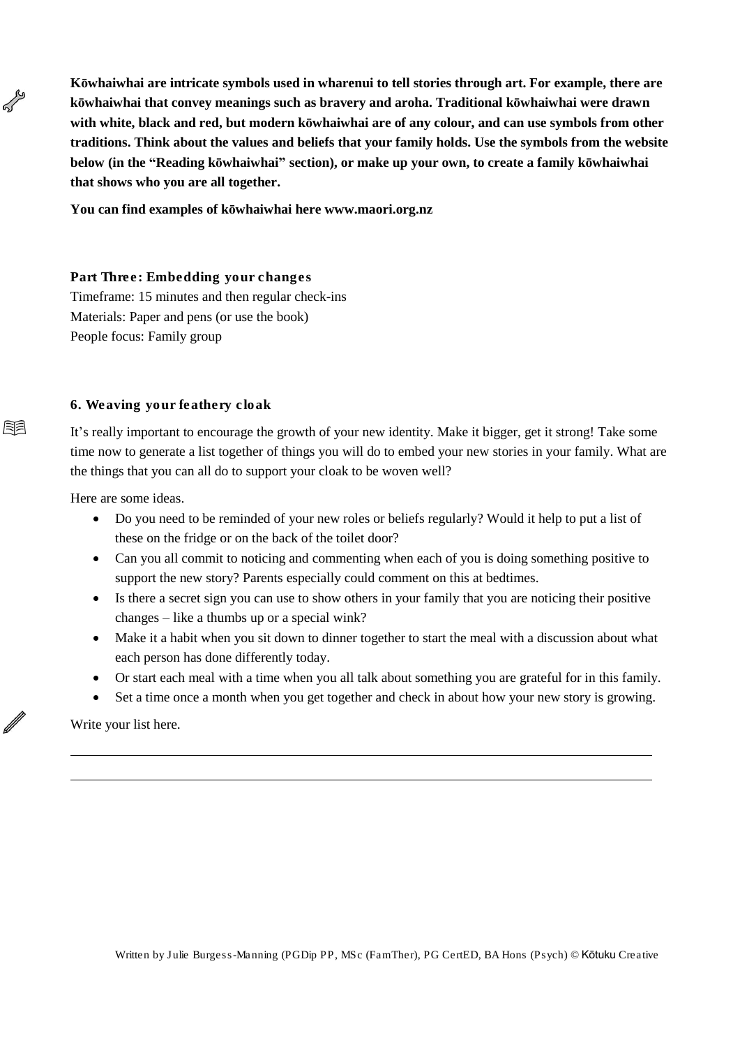**Kōwhaiwhai are intricate symbols used in wharenui to tell stories through art. For example, there are kōwhaiwhai that convey meanings such as bravery and aroha. Traditional kōwhaiwhai were drawn with white, black and red, but modern kōwhaiwhai are of any colour, and can use symbols from other traditions. Think about the values and beliefs that your family holds. Use the symbols from the website below (in the "Reading kōwhaiwhai" section), or make up your own, to create a family kōwhaiwhai that shows who you are all together.**

**You can find examples of kōwhaiwhai here www.maori.org.nz**

**Part Three: Embedding your changes**

Timeframe: 15 minutes and then regular check-ins
Materials: Paper and pens (or use the book)
People focus: Family group

**6. Weaving your feathery cloak**

It's really important to encourage the growth of your new identity. Make it bigger, get it strong! Take some time now to generate a list together of things you will do to embed your new stories in your family. What are the things that you can all do to support your cloak to be woven well?

Here are some ideas.

- Do you need to be reminded of your new roles or beliefs regularly? Would it help to put a list of these on the fridge or on the back of the toilet door?
- Can you all commit to noticing and commenting when each of you is doing something positive to support the new story? Parents especially could comment on this at bedtimes.
- Is there a secret sign you can use to show others in your family that you are noticing their positive changes – like a thumbs up or a special wink?
- Make it a habit when you sit down to dinner together to start the meal with a discussion about what each person has done differently today.
- Or start each meal with a time when you all talk about something you are grateful for in this family.
- Set a time once a month when you get together and check in about how your new story is growing.

Write your list here.

\_\_\_\_\_\_\_\_\_\_\_\_\_\_\_\_\_\_\_\_\_\_\_\_\_\_\_\_\_\_\_\_\_\_\_\_\_\_\_\_\_\_\_\_\_\_\_\_\_\_\_\_\_\_\_\_\_\_\_\_\_\_\_\_\_\_\_\_\_\_\_\_

\_\_\_\_\_\_\_\_\_\_\_\_\_\_\_\_\_\_\_\_\_\_\_\_\_\_\_\_\_\_\_\_\_\_\_\_\_\_\_\_\_\_\_\_\_\_\_\_\_\_\_\_\_\_\_\_\_\_\_\_\_\_\_\_\_\_\_\_\_\_\_\_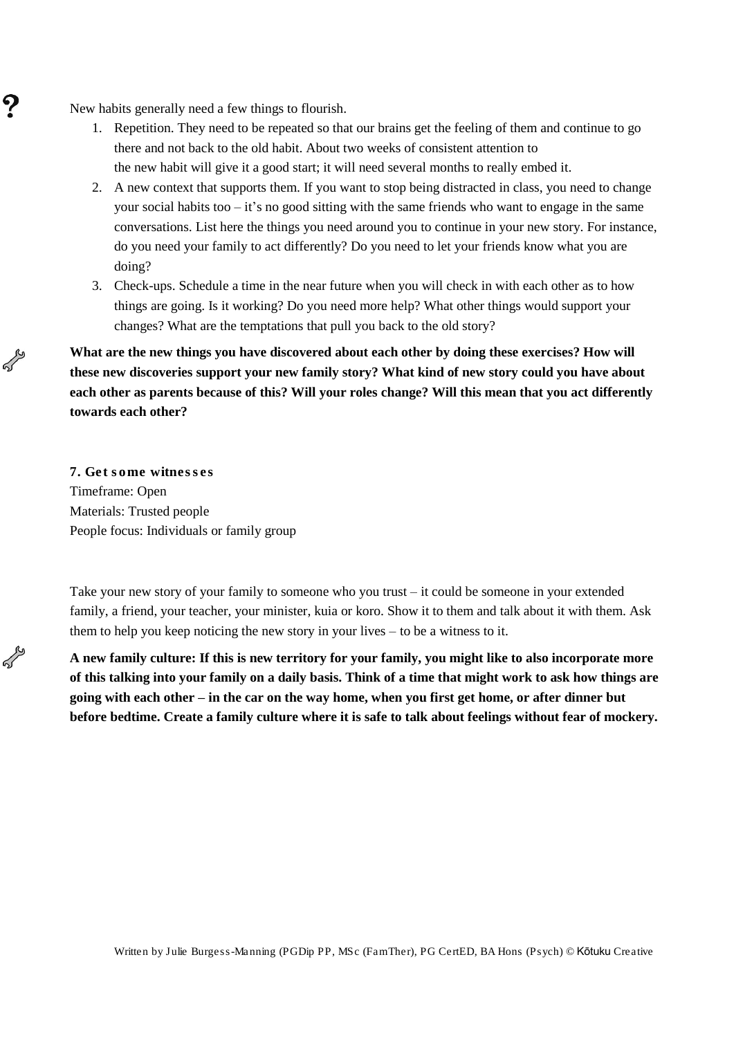New habits generally need a few things to flourish.

1. Repetition. They need to be repeated so that our brains get the feeling of them and continue to go there and not back to the old habit. About two weeks of consistent attention to the new habit will give it a good start; it will need several months to really embed it.
2. A new context that supports them. If you want to stop being distracted in class, you need to change your social habits too – it's no good sitting with the same friends who want to engage in the same conversations. List here the things you need around you to continue in your new story. For instance, do you need your family to act differently? Do you need to let your friends know what you are doing?
3. Check-ups. Schedule a time in the near future when you will check in with each other as to how things are going. Is it working? Do you need more help? What other things would support your changes? What are the temptations that pull you back to the old story?

**What are the new things you have discovered about each other by doing these exercises? How will these new discoveries support your new family story? What kind of new story could you have about each other as parents because of this? Will your roles change? Will this mean that you act differently towards each other?**

**7. Get some witnesses**

Timeframe: Open
Materials: Trusted people
People focus: Individuals or family group

Take your new story of your family to someone who you trust – it could be someone in your extended family, a friend, your teacher, your minister, kuia or koro. Show it to them and talk about it with them. Ask them to help you keep noticing the new story in your lives – to be a witness to it.

**A new family culture: If this is new territory for your family, you might like to also incorporate more of this talking into your family on a daily basis. Think of a time that might work to ask how things are going with each other – in the car on the way home, when you first get home, or after dinner but before bedtime. Create a family culture where it is safe to talk about feelings without fear of mockery.**

Written by Julie Burgess-Manning (PGDip PP, MSc (FamTher), PG CertED, BA Hons (Psych) © Kōtuku Creative